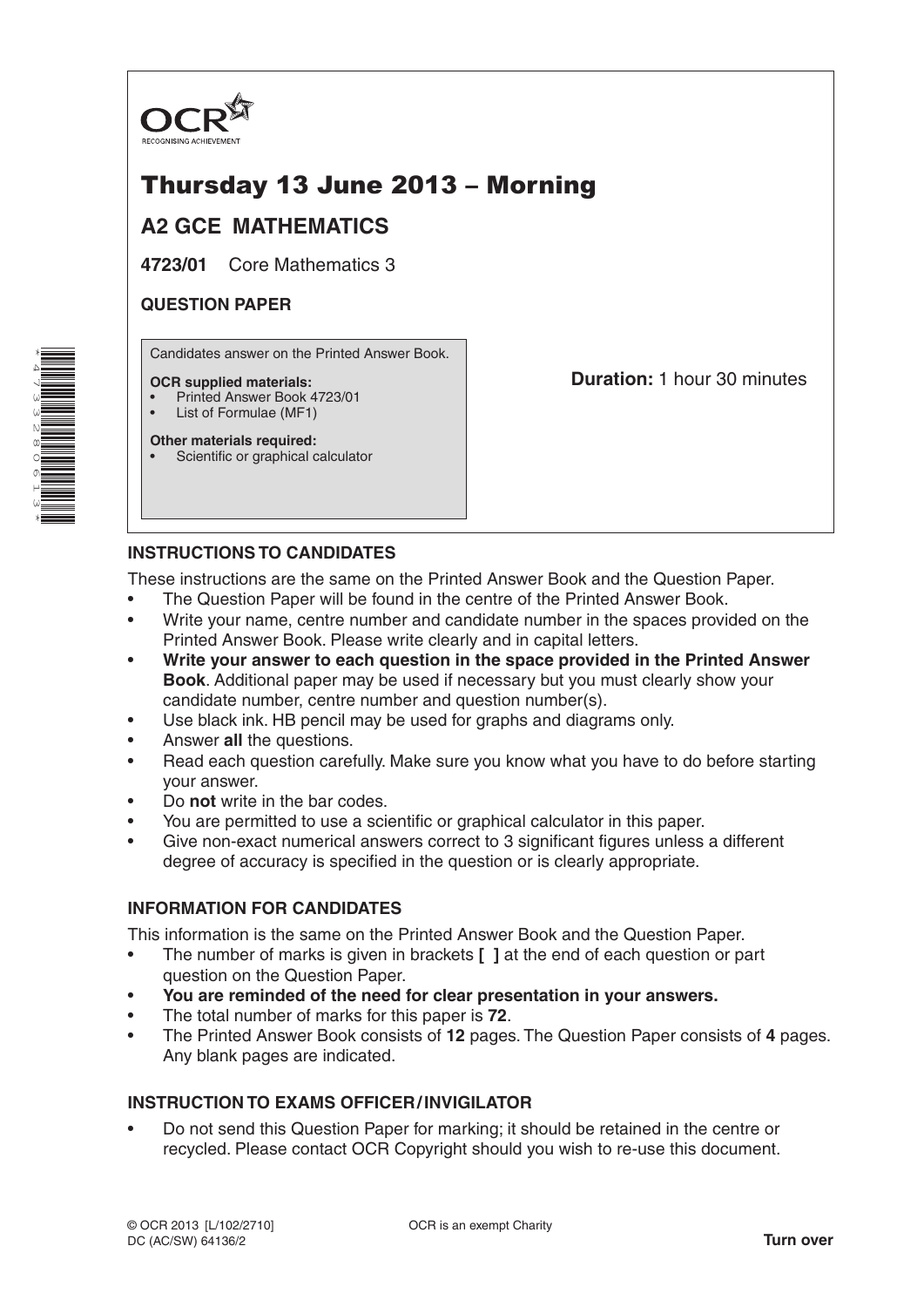OCR
RECOGNISING ACHIEVEMENT

# Thursday 13 June 2013 – Morning

## A2 GCE MATHEMATICS

**4723/01** Core Mathematics 3

**QUESTION PAPER**

Candidates answer on the Printed Answer Book.

**OCR supplied materials:**
- Printed Answer Book 4723/01
- List of Formulae (MF1)

**Other materials required:**
- Scientific or graphical calculator

**Duration:** 1 hour 30 minutes

*4733280613*

### INSTRUCTIONS TO CANDIDATES

These instructions are the same on the Printed Answer Book and the Question Paper.

- The Question Paper will be found in the centre of the Printed Answer Book.
- Write your name, centre number and candidate number in the spaces provided on the Printed Answer Book. Please write clearly and in capital letters.
- **Write your answer to each question in the space provided in the Printed Answer Book**. Additional paper may be used if necessary but you must clearly show your candidate number, centre number and question number(s).
- Use black ink. HB pencil may be used for graphs and diagrams only.
- Answer **all** the questions.
- Read each question carefully. Make sure you know what you have to do before starting your answer.
- Do **not** write in the bar codes.
- You are permitted to use a scientific or graphical calculator in this paper.
- Give non-exact numerical answers correct to 3 significant figures unless a different degree of accuracy is specified in the question or is clearly appropriate.

### INFORMATION FOR CANDIDATES

This information is the same on the Printed Answer Book and the Question Paper.

- The number of marks is given in brackets **[ ]** at the end of each question or part question on the Question Paper.
- **You are reminded of the need for clear presentation in your answers.**
- The total number of marks for this paper is **72**.
- The Printed Answer Book consists of **12** pages. The Question Paper consists of **4** pages. Any blank pages are indicated.

### INSTRUCTION TO EXAMS OFFICER / INVIGILATOR

- Do not send this Question Paper for marking; it should be retained in the centre or recycled. Please contact OCR Copyright should you wish to re-use this document.

© OCR 2013 [L/102/2710]
DC (AC/SW) 64136/2

OCR is an exempt Charity

**Turn over**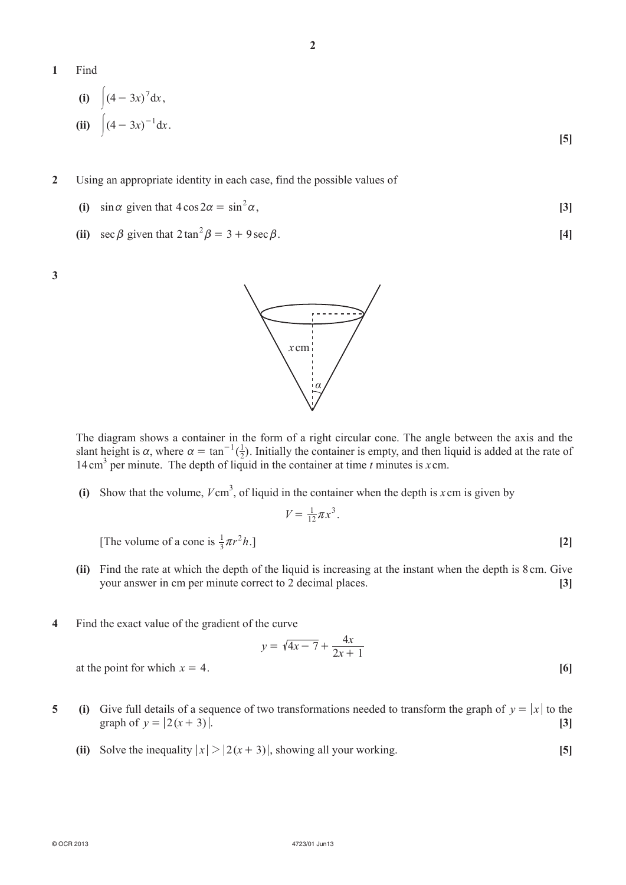**1** Find

**(i)** $\int (4 - 3x)^7 \, dx$,

**(ii)** $\int (4 - 3x)^{-1} \, dx$. **[5]**

**2** Using an appropriate identity in each case, find the possible values of

**(i)** $\sin \alpha$ given that $4 \cos 2\alpha = \sin^2 \alpha$, **[3]**

**(ii)** $\sec \beta$ given that $2 \tan^2 \beta = 3 + 9 \sec \beta$. **[4]**

**3**

$x$ cm

$\alpha$

The diagram shows a container in the form of a right circular cone. The angle between the axis and the slant height is $\alpha$, where $\alpha = \tan^{-1}(\frac{1}{2})$. Initially the container is empty, and then liquid is added at the rate of $14 \text{ cm}^3$ per minute. The depth of liquid in the container at time $t$ minutes is $x$ cm.

**(i)** Show that the volume, $V \text{ cm}^3$, of liquid in the container when the depth is $x$ cm is given by

$$V = \frac{1}{12}\pi x^3.$$

[The volume of a cone is $\frac{1}{3}\pi r^2 h$.] **[2]**

**(ii)** Find the rate at which the depth of the liquid is increasing at the instant when the depth is 8 cm. Give your answer in cm per minute correct to 2 decimal places. **[3]**

**4** Find the exact value of the gradient of the curve

$$y = \sqrt{4x - 7} + \frac{4x}{2x + 1}$$

at the point for which $x = 4$. **[6]**

**5** **(i)** Give full details of a sequence of two transformations needed to transform the graph of $y = |x|$ to the graph of $y = |2(x + 3)|$. **[3]**

**(ii)** Solve the inequality $|x| > |2(x + 3)|$, showing all your working. **[5]**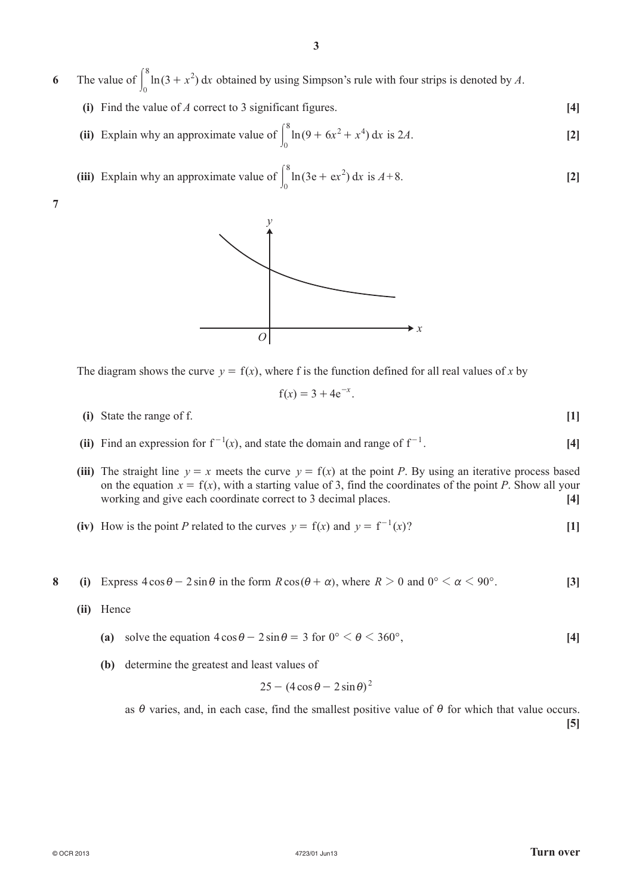**6** The value of $\int_0^8 \ln(3 + x^2)\,dx$ obtained by using Simpson's rule with four strips is denoted by $A$.

**(i)** Find the value of $A$ correct to 3 significant figures. **[4]**

**(ii)** Explain why an approximate value of $\int_0^8 \ln(9 + 6x^2 + x^4)\,dx$ is $2A$. **[2]**

**(iii)** Explain why an approximate value of $\int_0^8 \ln(3e + ex^2)\,dx$ is $A + 8$. **[2]**

**7**

The diagram shows the curve $y = f(x)$, where f is the function defined for all real values of $x$ by

$$f(x) = 3 + 4e^{-x}.$$

**(i)** State the range of f. **[1]**

**(ii)** Find an expression for $f^{-1}(x)$, and state the domain and range of $f^{-1}$. **[4]**

**(iii)** The straight line $y = x$ meets the curve $y = f(x)$ at the point $P$. By using an iterative process based on the equation $x = f(x)$, with a starting value of 3, find the coordinates of the point $P$. Show all your working and give each coordinate correct to 3 decimal places. **[4]**

**(iv)** How is the point $P$ related to the curves $y = f(x)$ and $y = f^{-1}(x)$? **[1]**

**8** **(i)** Express $4\cos\theta - 2\sin\theta$ in the form $R\cos(\theta + \alpha)$, where $R > 0$ and $0° < \alpha < 90°$. **[3]**

**(ii)** Hence

**(a)** solve the equation $4\cos\theta - 2\sin\theta = 3$ for $0° < \theta < 360°$, **[4]**

**(b)** determine the greatest and least values of

$$25 - (4\cos\theta - 2\sin\theta)^2$$

as $\theta$ varies, and, in each case, find the smallest positive value of $\theta$ for which that value occurs. **[5]**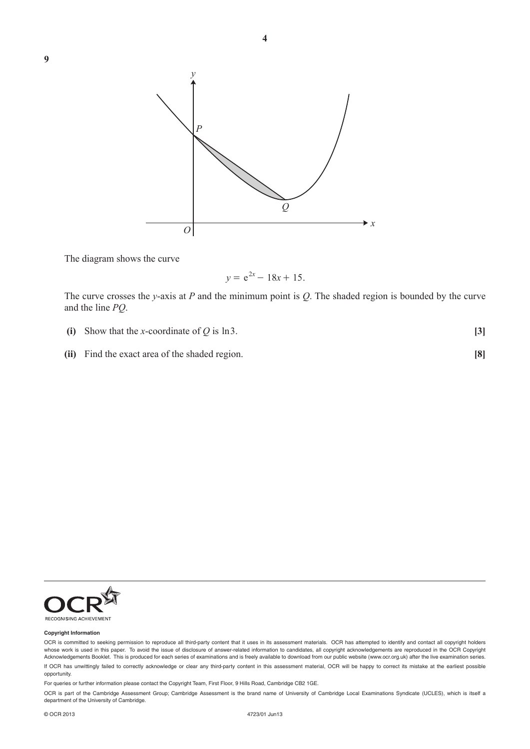**9**

y

P

Q

O

x

The diagram shows the curve

$$y = e^{2x} - 18x + 15.$$

The curve crosses the $y$-axis at $P$ and the minimum point is $Q$. The shaded region is bounded by the curve and the line $PQ$.

**(i)** Show that the $x$-coordinate of $Q$ is $\ln 3$. **[3]**

**(ii)** Find the exact area of the shaded region. **[8]**

**Copyright Information**

OCR is committed to seeking permission to reproduce all third-party content that it uses in its assessment materials. OCR has attempted to identify and contact all copyright holders whose work is used in this paper. To avoid the issue of disclosure of answer-related information to candidates, all copyright acknowledgements are reproduced in the OCR Copyright Acknowledgements Booklet. This is produced for each series of examinations and is freely available to download from our public website (www.ocr.org.uk) after the live examination series.

If OCR has unwittingly failed to correctly acknowledge or clear any third-party content in this assessment material, OCR will be happy to correct its mistake at the earliest possible opportunity.

For queries or further information please contact the Copyright Team, First Floor, 9 Hills Road, Cambridge CB2 1GE.

OCR is part of the Cambridge Assessment Group; Cambridge Assessment is the brand name of University of Cambridge Local Examinations Syndicate (UCLES), which is itself a department of the University of Cambridge.